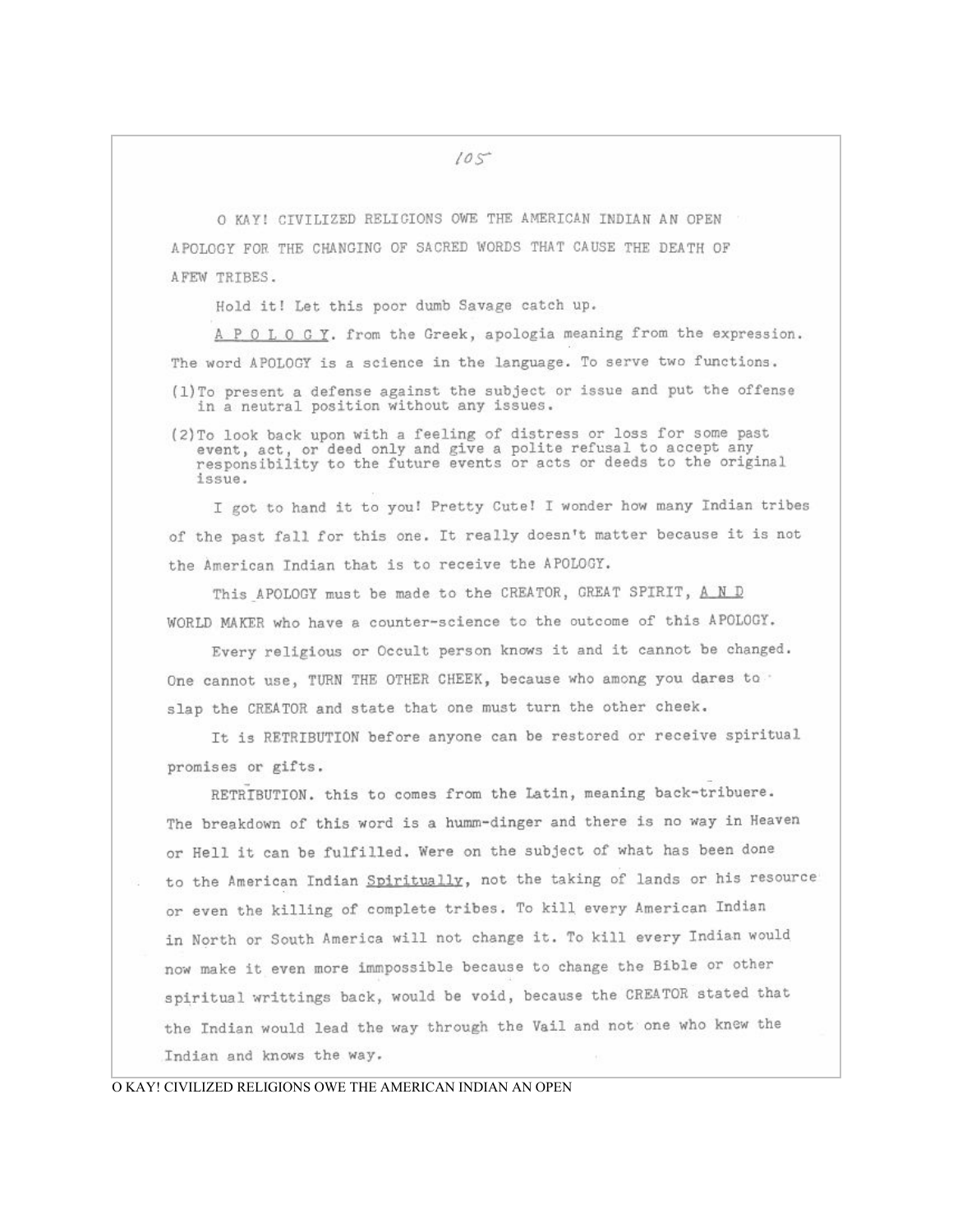O KAY! CIVILIZED RELIGIONS OWE THE AMERICAN INDIAN AN OPEN APOLOGY FOR THE CHANGING OF SACRED WORDS THAT CAUSE THE DEATH OF AFEW TRIBES.

Hold it! Let this poor dumb Savage catch up.

<u>A P O L O G Y</u>. from the Greek, apologia meaning from the expression. The word APOLOGY is a science in the language. To serve two functions.

(1) To present a defense against the subject or issue and put the offense in a neutral position without any issues.

(2) To look back upon with a feeling of distress or loss for some past event, act, or deed only and give a polite refusal to accept any responsibility to the future events or acts or deeds to the original issue.

I got to hand it to you! Pretty Cute! I wonder how many Indian tribes of the past fall for this one. It really doesn't matter because it is not the American Indian that is to receive the APOLOGY.

This APOLOGY must be made to the CREATOR, GREAT SPIRIT, <u>A N D</u> WORLD MAKER who have a counter-science to the outcome of this APOLOGY.

Every religious or Occult person knows it and it cannot be changed. One cannot use, TURN THE OTHER CHEEK, because who among you dares to slap the CREATOR and state that one must turn the other cheek.

It is RETRIBUTION before anyone can be restored or receive spiritual promises or gifts.

RETRĪBUTION. this to comes from the Latin, meaning back-tribuere. The breakdown of this word is a humm-dinger and there is no way in Heaven or Hell it can be fulfilled. Were on the subject of what has been done to the American Indian <u>Spiritually</u>, not the taking of lands or his resource or even the killing of complete tribes. To kill every American Indian in North or South America will not change it. To kill every Indian would now make it even more immpossible because to change the Bible or other spiritual writtings back, would be void, because the CREATOR stated that the Indian would lead the way through the Vail and not one who knew the Indian and knows the way.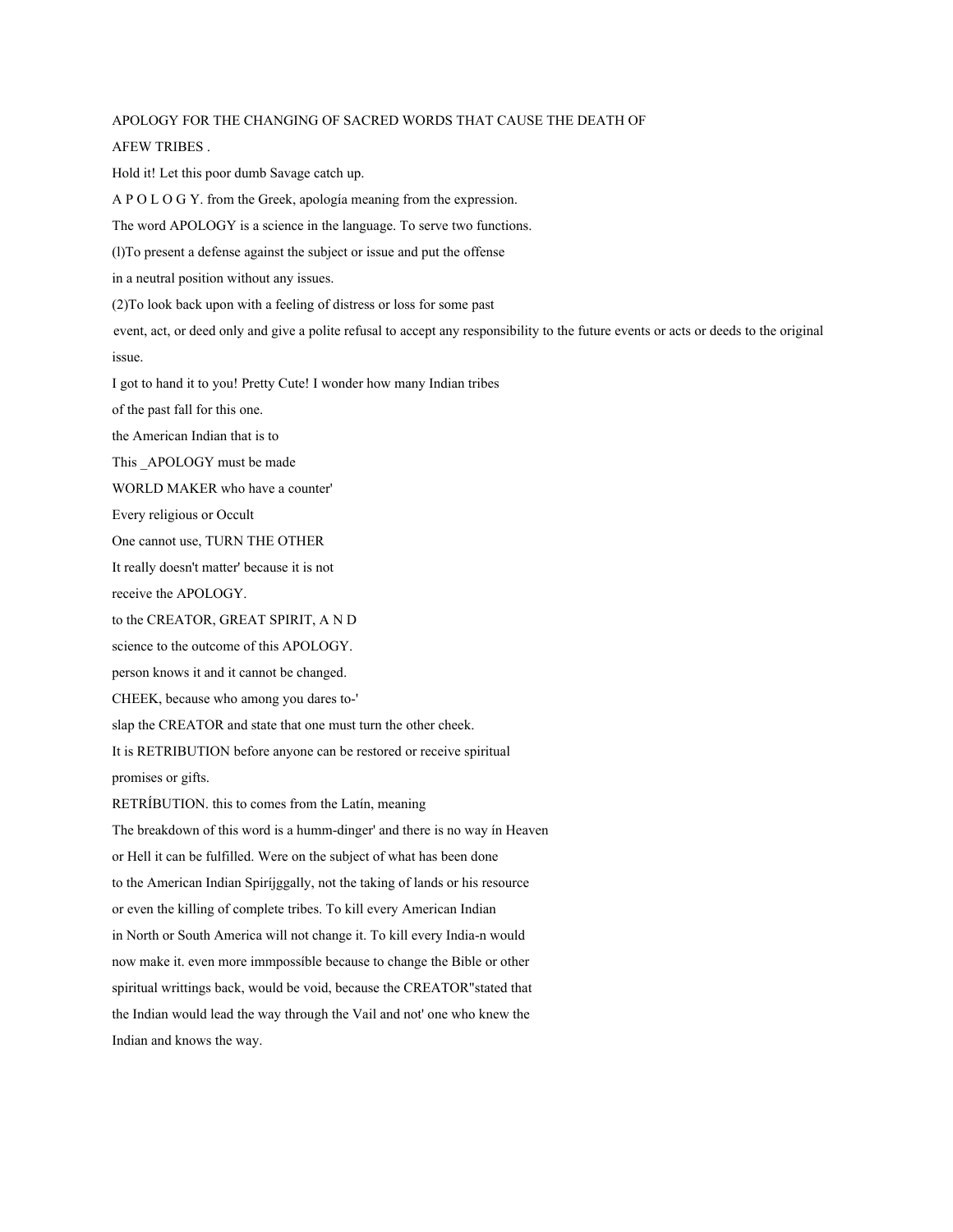APOLOGY FOR THE CHANGING OF SACRED WORDS THAT CAUSE THE DEATH OF

AFEW TRIBES .

Hold it! Let this poor dumb Savage catch up.

A P O L O G Y. from the Greek, apología meaning from the expression.

The word APOLOGY is a science in the language. To serve two functions.

(l)To present a defense against the subject or issue and put the offense
in a neutral position without any issues.

(2)To look back upon with a feeling of distress or loss for some past
event, act, or deed only and give a polite refusal to accept any responsibility to the future events or acts or deeds to the original issue.

I got to hand it to you! Pretty Cute! I wonder how many Indian tribes
of the past fall for this one.

the American Indian that is to

This _APOLOGY must be made

WORLD MAKER who have a counter'

Every religious or Occult

One cannot use, TURN THE OTHER

It really doesn't matter' because it is not

receive the APOLOGY.

to the CREATOR, GREAT SPIRIT, A N D

science to the outcome of this APOLOGY.

person knows it and it cannot be changed.

CHEEK, because who among you dares to-'

slap the CREATOR and state that one must turn the other cheek.

It is RETRIBUTION before anyone can be restored or receive spiritual
promises or gifts.

RETRÍBUTION. this to comes from the Latín, meaning

The breakdown of this word is a humm-dinger' and there is no way ín Heaven
or Hell it can be fulfilled. Were on the subject of what has been done
to the American Indian Spiríjggally, not the taking of lands or his resource
or even the killing of complete tribes. To kill every American Indian
in North or South America will not change it. To kill every India-n would
now make it. even more immpossíble because to change the Bible or other
spiritual writtings back, would be void, because the CREATOR"stated that
the Indian would lead the way through the Vail and not' one who knew the
Indian and knows the way.